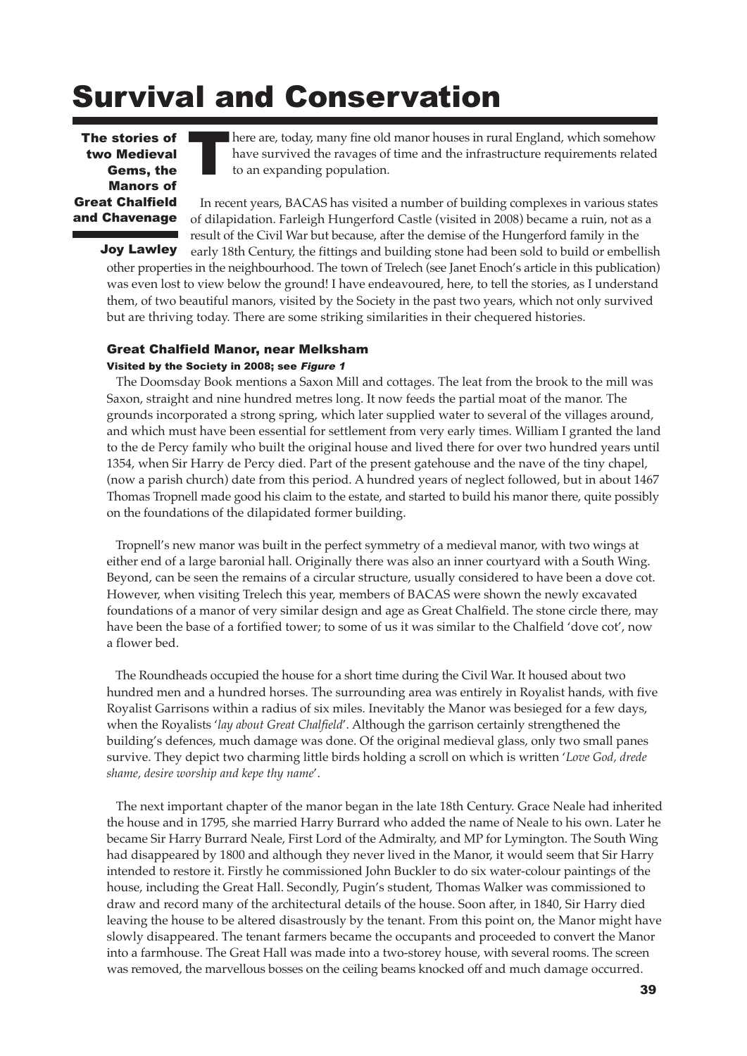# Survival and Conservation

**The stories of two Medieval Gems, the Manors of Great Chalfield and Chavenage**

**Joy Lawley**

There are, today, many fine old manor houses in rural England, which somehow have survived the ravages of time and the infrastructure requirements related to an expanding population.

In recent years, BACAS has visited a number of building complexes in various states of dilapidation. Farleigh Hungerford Castle (visited in 2008) became a ruin, not as a result of the Civil War but because, after the demise of the Hungerford family in the early 18th Century, the fittings and building stone had been sold to build or embellish other properties in the neighbourhood. The town of Trelech (see Janet Enoch's article in this publication) was even lost to view below the ground! I have endeavoured, here, to tell the stories, as I understand them, of two beautiful manors, visited by the Society in the past two years, which not only survived but are thriving today. There are some striking similarities in their chequered histories.

### Great Chalfield Manor, near Melksham

**Visited by the Society in 2008; see *Figure 1***

The Doomsday Book mentions a Saxon Mill and cottages. The leat from the brook to the mill was Saxon, straight and nine hundred metres long. It now feeds the partial moat of the manor. The grounds incorporated a strong spring, which later supplied water to several of the villages around, and which must have been essential for settlement from very early times. William I granted the land to the de Percy family who built the original house and lived there for over two hundred years until 1354, when Sir Harry de Percy died. Part of the present gatehouse and the nave of the tiny chapel, (now a parish church) date from this period. A hundred years of neglect followed, but in about 1467 Thomas Tropnell made good his claim to the estate, and started to build his manor there, quite possibly on the foundations of the dilapidated former building.

Tropnell's new manor was built in the perfect symmetry of a medieval manor, with two wings at either end of a large baronial hall. Originally there was also an inner courtyard with a South Wing. Beyond, can be seen the remains of a circular structure, usually considered to have been a dove cot. However, when visiting Trelech this year, members of BACAS were shown the newly excavated foundations of a manor of very similar design and age as Great Chalfield. The stone circle there, may have been the base of a fortified tower; to some of us it was similar to the Chalfield 'dove cot', now a flower bed.

The Roundheads occupied the house for a short time during the Civil War. It housed about two hundred men and a hundred horses. The surrounding area was entirely in Royalist hands, with five Royalist Garrisons within a radius of six miles. Inevitably the Manor was besieged for a few days, when the Royalists '*lay about Great Chalfield*'. Although the garrison certainly strengthened the building's defences, much damage was done. Of the original medieval glass, only two small panes survive. They depict two charming little birds holding a scroll on which is written '*Love God, drede shame, desire worship and kepe thy name*'.

The next important chapter of the manor began in the late 18th Century. Grace Neale had inherited the house and in 1795, she married Harry Burrard who added the name of Neale to his own. Later he became Sir Harry Burrard Neale, First Lord of the Admiralty, and MP for Lymington. The South Wing had disappeared by 1800 and although they never lived in the Manor, it would seem that Sir Harry intended to restore it. Firstly he commissioned John Buckler to do six water-colour paintings of the house, including the Great Hall. Secondly, Pugin's student, Thomas Walker was commissioned to draw and record many of the architectural details of the house. Soon after, in 1840, Sir Harry died leaving the house to be altered disastrously by the tenant. From this point on, the Manor might have slowly disappeared. The tenant farmers became the occupants and proceeded to convert the Manor into a farmhouse. The Great Hall was made into a two-storey house, with several rooms. The screen was removed, the marvellous bosses on the ceiling beams knocked off and much damage occurred.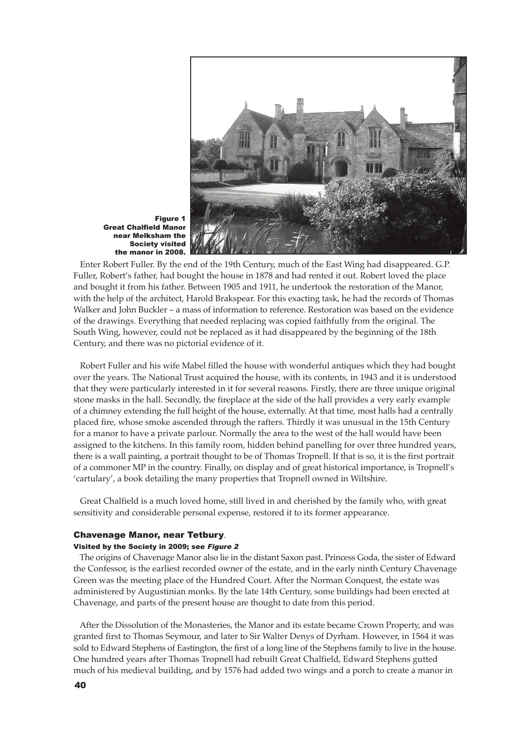Figure 1
Great Chalfield Manor near Melksham the Society visited the manor in 2008.

Enter Robert Fuller. By the end of the 19th Century, much of the East Wing had disappeared. G.P. Fuller, Robert's father, had bought the house in 1878 and had rented it out. Robert loved the place and bought it from his father. Between 1905 and 1911, he undertook the restoration of the Manor, with the help of the architect, Harold Brakspear. For this exacting task, he had the records of Thomas Walker and John Buckler – a mass of information to reference. Restoration was based on the evidence of the drawings. Everything that needed replacing was copied faithfully from the original. The South Wing, however, could not be replaced as it had disappeared by the beginning of the 18th Century, and there was no pictorial evidence of it.

Robert Fuller and his wife Mabel filled the house with wonderful antiques which they had bought over the years. The National Trust acquired the house, with its contents, in 1943 and it is understood that they were particularly interested in it for several reasons. Firstly, there are three unique original stone masks in the hall. Secondly, the fireplace at the side of the hall provides a very early example of a chimney extending the full height of the house, externally. At that time, most halls had a centrally placed fire, whose smoke ascended through the rafters. Thirdly it was unusual in the 15th Century for a manor to have a private parlour. Normally the area to the west of the hall would have been assigned to the kitchens. In this family room, hidden behind panelling for over three hundred years, there is a wall painting, a portrait thought to be of Thomas Tropnell. If that is so, it is the first portrait of a commoner MP in the country. Finally, on display and of great historical importance, is Tropnell's 'cartulary', a book detailing the many properties that Tropnell owned in Wiltshire.

Great Chalfield is a much loved home, still lived in and cherished by the family who, with great sensitivity and considerable personal expense, restored it to its former appearance.

### Chavenage Manor, near Tetbury.

**Visited by the Society in 2009; see *Figure 2***

The origins of Chavenage Manor also lie in the distant Saxon past. Princess Goda, the sister of Edward the Confessor, is the earliest recorded owner of the estate, and in the early ninth Century Chavenage Green was the meeting place of the Hundred Court. After the Norman Conquest, the estate was administered by Augustinian monks. By the late 14th Century, some buildings had been erected at Chavenage, and parts of the present house are thought to date from this period.

After the Dissolution of the Monasteries, the Manor and its estate became Crown Property, and was granted first to Thomas Seymour, and later to Sir Walter Denys of Dyrham. However, in 1564 it was sold to Edward Stephens of Eastington, the first of a long line of the Stephens family to live in the house. One hundred years after Thomas Tropnell had rebuilt Great Chalfield, Edward Stephens gutted much of his medieval building, and by 1576 had added two wings and a porch to create a manor in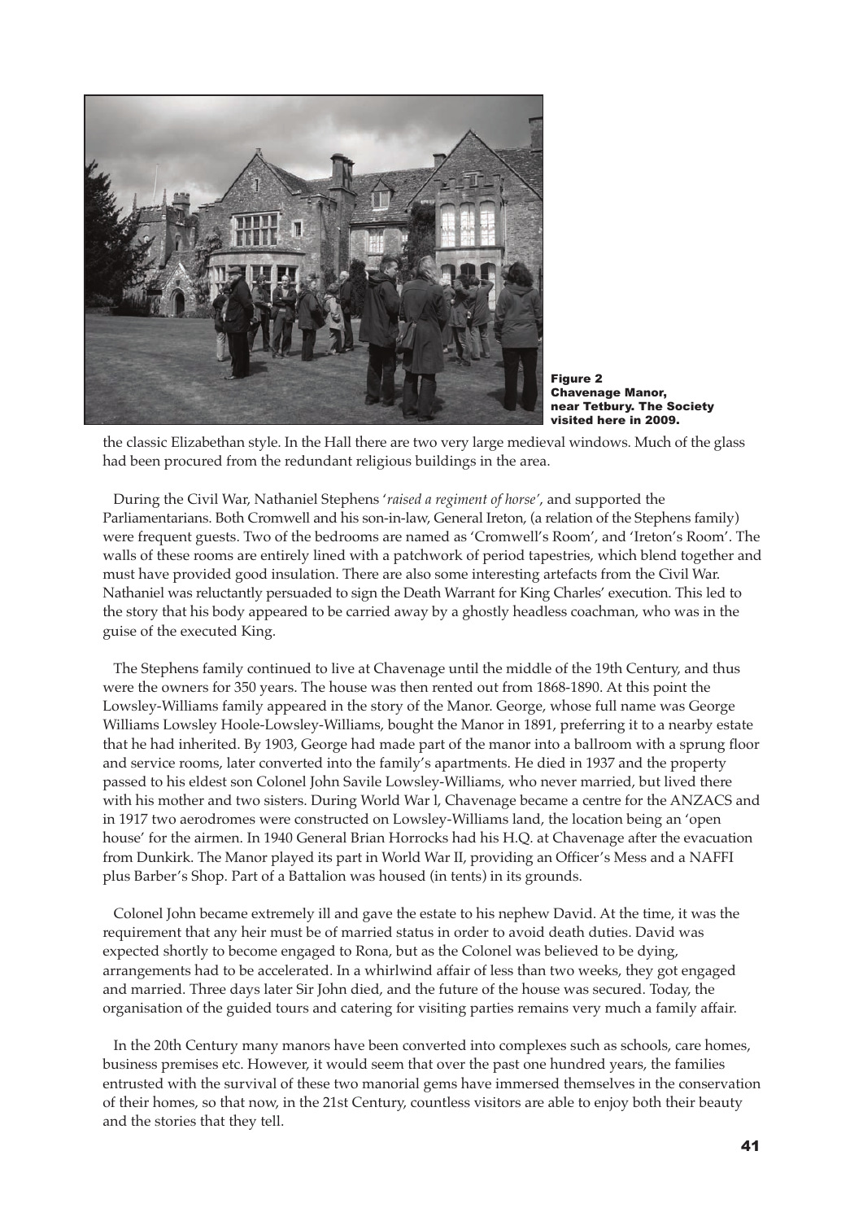Figure 2
Chavenage Manor, near Tetbury. The Society visited here in 2009.

the classic Elizabethan style. In the Hall there are two very large medieval windows. Much of the glass had been procured from the redundant religious buildings in the area.

During the Civil War, Nathaniel Stephens '*raised a regiment of horse*', and supported the Parliamentarians. Both Cromwell and his son-in-law, General Ireton, (a relation of the Stephens family) were frequent guests. Two of the bedrooms are named as 'Cromwell's Room', and 'Ireton's Room'. The walls of these rooms are entirely lined with a patchwork of period tapestries, which blend together and must have provided good insulation. There are also some interesting artefacts from the Civil War. Nathaniel was reluctantly persuaded to sign the Death Warrant for King Charles' execution. This led to the story that his body appeared to be carried away by a ghostly headless coachman, who was in the guise of the executed King.

The Stephens family continued to live at Chavenage until the middle of the 19th Century, and thus were the owners for 350 years. The house was then rented out from 1868-1890. At this point the Lowsley-Williams family appeared in the story of the Manor. George, whose full name was George Williams Lowsley Hoole-Lowsley-Williams, bought the Manor in 1891, preferring it to a nearby estate that he had inherited. By 1903, George had made part of the manor into a ballroom with a sprung floor and service rooms, later converted into the family's apartments. He died in 1937 and the property passed to his eldest son Colonel John Savile Lowsley-Williams, who never married, but lived there with his mother and two sisters. During World War l, Chavenage became a centre for the ANZACS and in 1917 two aerodromes were constructed on Lowsley-Williams land, the location being an 'open house' for the airmen. In 1940 General Brian Horrocks had his H.Q. at Chavenage after the evacuation from Dunkirk. The Manor played its part in World War II, providing an Officer's Mess and a NAFFI plus Barber's Shop. Part of a Battalion was housed (in tents) in its grounds.

Colonel John became extremely ill and gave the estate to his nephew David. At the time, it was the requirement that any heir must be of married status in order to avoid death duties. David was expected shortly to become engaged to Rona, but as the Colonel was believed to be dying, arrangements had to be accelerated. In a whirlwind affair of less than two weeks, they got engaged and married. Three days later Sir John died, and the future of the house was secured. Today, the organisation of the guided tours and catering for visiting parties remains very much a family affair.

In the 20th Century many manors have been converted into complexes such as schools, care homes, business premises etc. However, it would seem that over the past one hundred years, the families entrusted with the survival of these two manorial gems have immersed themselves in the conservation of their homes, so that now, in the 21st Century, countless visitors are able to enjoy both their beauty and the stories that they tell.